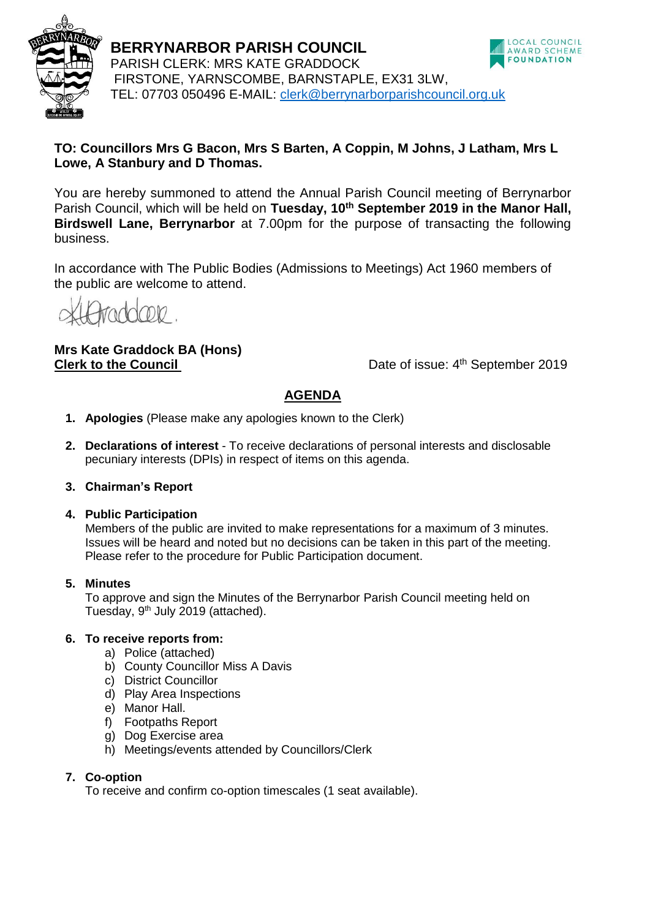# BERRYNARBOR PARISH COUNCIL

PARISH CLERK: MRS KATE GRADDOCK
FIRSTONE, YARNSCOMBE, BARNSTAPLE, EX31 3LW,
TEL: 07703 050496 E-MAIL: clerk@berrynarborparishcouncil.org.uk

LOCAL COUNCIL AWARD SCHEME FOUNDATION

**TO: Councillors Mrs G Bacon, Mrs S Barten, A Coppin, M Johns, J Latham, Mrs L Lowe, A Stanbury and D Thomas.**

You are hereby summoned to attend the Annual Parish Council meeting of Berrynarbor Parish Council, which will be held on **Tuesday, 10th September 2019 in the Manor Hall, Birdswell Lane, Berrynarbor** at 7.00pm for the purpose of transacting the following business.

In accordance with The Public Bodies (Admissions to Meetings) Act 1960 members of the public are welcome to attend.

**Mrs Kate Graddock BA (Hons)**
**Clerk to the Council**

Date of issue: 4th September 2019

## AGENDA

1. **Apologies** (Please make any apologies known to the Clerk)

2. **Declarations of interest** - To receive declarations of personal interests and disclosable pecuniary interests (DPIs) in respect of items on this agenda.

3. **Chairman's Report**

4. **Public Participation**
   Members of the public are invited to make representations for a maximum of 3 minutes. Issues will be heard and noted but no decisions can be taken in this part of the meeting. Please refer to the procedure for Public Participation document.

5. **Minutes**
   To approve and sign the Minutes of the Berrynarbor Parish Council meeting held on Tuesday, 9th July 2019 (attached).

6. **To receive reports from:**
   a) Police (attached)
   b) County Councillor Miss A Davis
   c) District Councillor
   d) Play Area Inspections
   e) Manor Hall.
   f) Footpaths Report
   g) Dog Exercise area
   h) Meetings/events attended by Councillors/Clerk

7. **Co-option**
   To receive and confirm co-option timescales (1 seat available).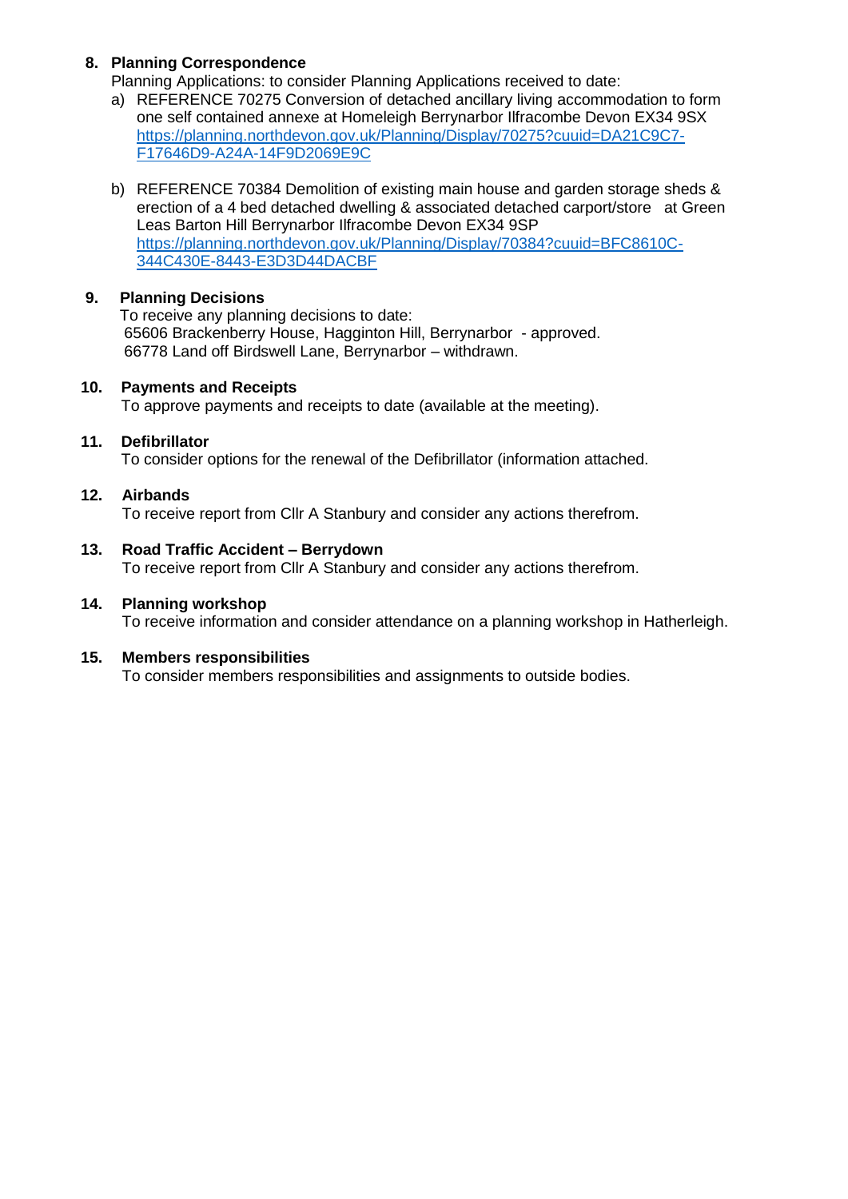**8. Planning Correspondence**

Planning Applications: to consider Planning Applications received to date:

a) REFERENCE 70275 Conversion of detached ancillary living accommodation to form one self contained annexe at Homeleigh Berrynarbor Ilfracombe Devon EX34 9SX
[https://planning.northdevon.gov.uk/Planning/Display/70275?cuuid=DA21C9C7-F17646D9-A24A-14F9D2069E9C](https://planning.northdevon.gov.uk/Planning/Display/70275?cuuid=DA21C9C7-F17646D9-A24A-14F9D2069E9C)

b) REFERENCE 70384 Demolition of existing main house and garden storage sheds & erection of a 4 bed detached dwelling & associated detached carport/store at Green Leas Barton Hill Berrynarbor Ilfracombe Devon EX34 9SP
[https://planning.northdevon.gov.uk/Planning/Display/70384?cuuid=BFC8610C-344C430E-8443-E3D3D44DACBF](https://planning.northdevon.gov.uk/Planning/Display/70384?cuuid=BFC8610C-344C430E-8443-E3D3D44DACBF)

**9. Planning Decisions**

To receive any planning decisions to date:
65606 Brackenberry House, Hagginton Hill, Berrynarbor - approved.
66778 Land off Birdswell Lane, Berrynarbor – withdrawn.

**10. Payments and Receipts**

To approve payments and receipts to date (available at the meeting).

**11. Defibrillator**

To consider options for the renewal of the Defibrillator (information attached.

**12. Airbands**

To receive report from Cllr A Stanbury and consider any actions therefrom.

**13. Road Traffic Accident – Berrydown**

To receive report from Cllr A Stanbury and consider any actions therefrom.

**14. Planning workshop**

To receive information and consider attendance on a planning workshop in Hatherleigh.

**15. Members responsibilities**

To consider members responsibilities and assignments to outside bodies.